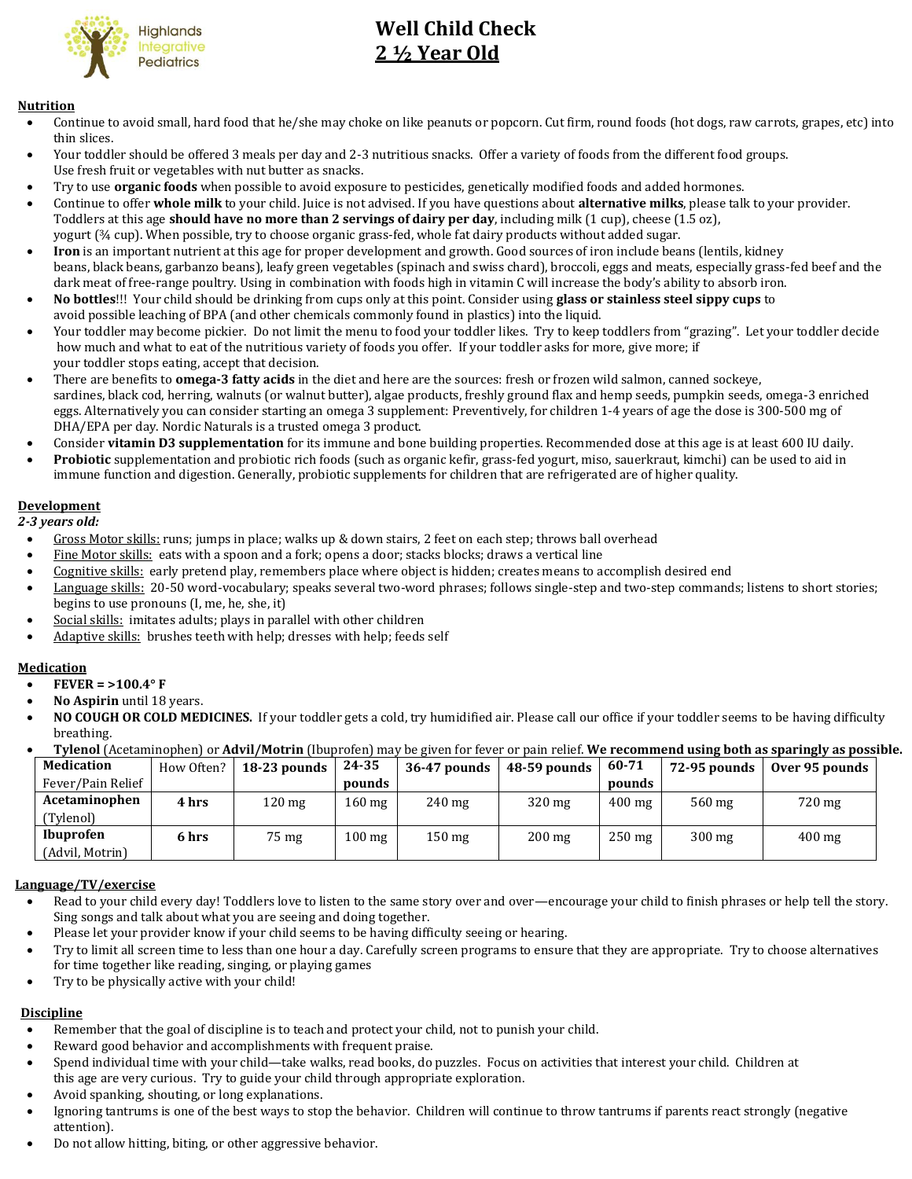Highlands Integrative Pediatrics

# Well Child Check
# 2 ½ Year Old

## Nutrition

- Continue to avoid small, hard food that he/she may choke on like peanuts or popcorn. Cut firm, round foods (hot dogs, raw carrots, grapes, etc) into thin slices.
- Your toddler should be offered 3 meals per day and 2-3 nutritious snacks. Offer a variety of foods from the different food groups. Use fresh fruit or vegetables with nut butter as snacks.
- Try to use **organic foods** when possible to avoid exposure to pesticides, genetically modified foods and added hormones.
- Continue to offer **whole milk** to your child. Juice is not advised. If you have questions about **alternative milks**, please talk to your provider. Toddlers at this age **should have no more than 2 servings of dairy per day**, including milk (1 cup), cheese (1.5 oz), yogurt (¾ cup). When possible, try to choose organic grass-fed, whole fat dairy products without added sugar.
- **Iron** is an important nutrient at this age for proper development and growth. Good sources of iron include beans (lentils, kidney beans, black beans, garbanzo beans), leafy green vegetables (spinach and swiss chard), broccoli, eggs and meats, especially grass-fed beef and the dark meat of free-range poultry. Using in combination with foods high in vitamin C will increase the body's ability to absorb iron.
- **No bottles**!!! Your child should be drinking from cups only at this point. Consider using **glass or stainless steel sippy cups** to avoid possible leaching of BPA (and other chemicals commonly found in plastics) into the liquid.
- Your toddler may become pickier. Do not limit the menu to food your toddler likes. Try to keep toddlers from "grazing". Let your toddler decide how much and what to eat of the nutritious variety of foods you offer. If your toddler asks for more, give more; if your toddler stops eating, accept that decision.
- There are benefits to **omega-3 fatty acids** in the diet and here are the sources: fresh or frozen wild salmon, canned sockeye, sardines, black cod, herring, walnuts (or walnut butter), algae products, freshly ground flax and hemp seeds, pumpkin seeds, omega-3 enriched eggs. Alternatively you can consider starting an omega 3 supplement: Preventively, for children 1-4 years of age the dose is 300-500 mg of DHA/EPA per day. Nordic Naturals is a trusted omega 3 product.
- Consider **vitamin D3 supplementation** for its immune and bone building properties. Recommended dose at this age is at least 600 IU daily.
- **Probiotic** supplementation and probiotic rich foods (such as organic kefir, grass-fed yogurt, miso, sauerkraut, kimchi) can be used to aid in immune function and digestion. Generally, probiotic supplements for children that are refrigerated are of higher quality.

## Development

*2-3 years old:*

- Gross Motor skills: runs; jumps in place; walks up & down stairs, 2 feet on each step; throws ball overhead
- Fine Motor skills: eats with a spoon and a fork; opens a door; stacks blocks; draws a vertical line
- Cognitive skills: early pretend play, remembers place where object is hidden; creates means to accomplish desired end
- Language skills: 20-50 word-vocabulary; speaks several two-word phrases; follows single-step and two-step commands; listens to short stories; begins to use pronouns (I, me, he, she, it)
- Social skills: imitates adults; plays in parallel with other children
- Adaptive skills: brushes teeth with help; dresses with help; feeds self

## Medication

- **FEVER = >100.4° F**
- **No Aspirin** until 18 years.
- **NO COUGH OR COLD MEDICINES.** If your toddler gets a cold, try humidified air. Please call our office if your toddler seems to be having difficulty breathing.
- **Tylenol** (Acetaminophen) or **Advil/Motrin** (Ibuprofen) may be given for fever or pain relief. **We recommend using both as sparingly as possible.**

| Medication Fever/Pain Relief | How Often? | 18-23 pounds | 24-35 pounds | 36-47 pounds | 48-59 pounds | 60-71 pounds | 72-95 pounds | Over 95 pounds |
|---|---|---|---|---|---|---|---|---|
| **Acetaminophen** (Tylenol) | **4 hrs** | 120 mg | 160 mg | 240 mg | 320 mg | 400 mg | 560 mg | 720 mg |
| **Ibuprofen** (Advil, Motrin) | **6 hrs** | 75 mg | 100 mg | 150 mg | 200 mg | 250 mg | 300 mg | 400 mg |

## Language/TV/exercise

- Read to your child every day! Toddlers love to listen to the same story over and over—encourage your child to finish phrases or help tell the story. Sing songs and talk about what you are seeing and doing together.
- Please let your provider know if your child seems to be having difficulty seeing or hearing.
- Try to limit all screen time to less than one hour a day. Carefully screen programs to ensure that they are appropriate. Try to choose alternatives for time together like reading, singing, or playing games
- Try to be physically active with your child!

## Discipline

- Remember that the goal of discipline is to teach and protect your child, not to punish your child.
- Reward good behavior and accomplishments with frequent praise.
- Spend individual time with your child—take walks, read books, do puzzles. Focus on activities that interest your child. Children at this age are very curious. Try to guide your child through appropriate exploration.
- Avoid spanking, shouting, or long explanations.
- Ignoring tantrums is one of the best ways to stop the behavior. Children will continue to throw tantrums if parents react strongly (negative attention).
- Do not allow hitting, biting, or other aggressive behavior.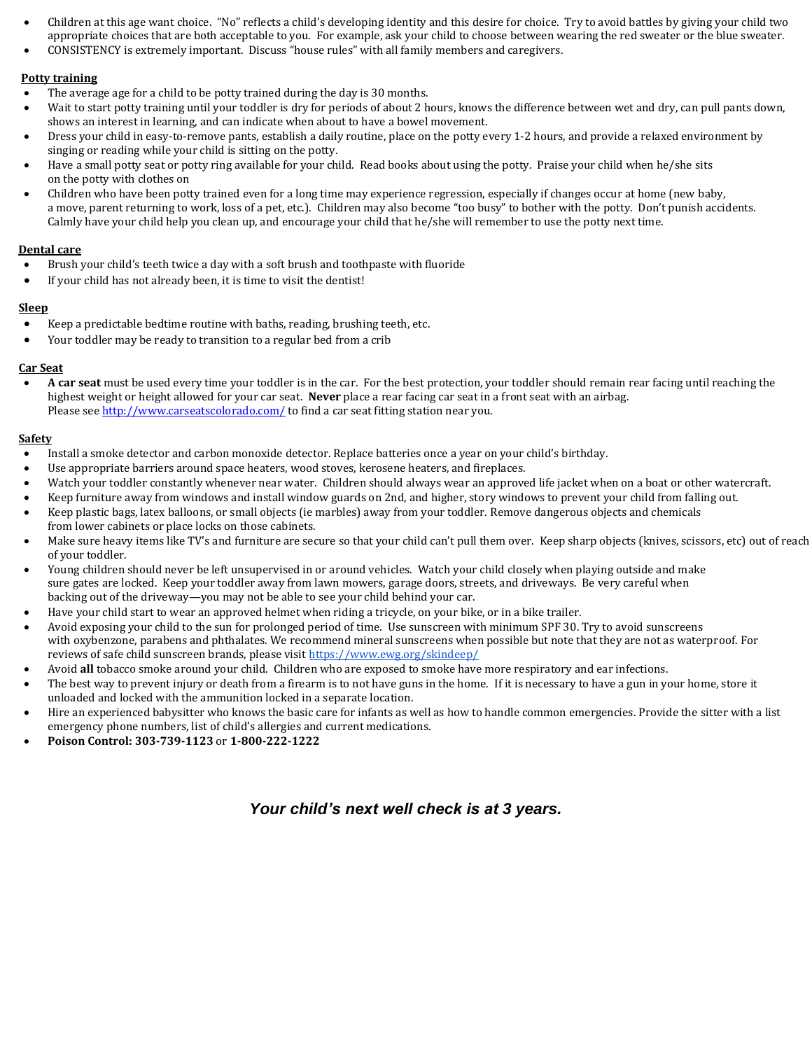- Children at this age want choice. "No" reflects a child's developing identity and this desire for choice. Try to avoid battles by giving your child two appropriate choices that are both acceptable to you. For example, ask your child to choose between wearing the red sweater or the blue sweater.
- CONSISTENCY is extremely important. Discuss "house rules" with all family members and caregivers.

**Potty training**

- The average age for a child to be potty trained during the day is 30 months.
- Wait to start potty training until your toddler is dry for periods of about 2 hours, knows the difference between wet and dry, can pull pants down, shows an interest in learning, and can indicate when about to have a bowel movement.
- Dress your child in easy-to-remove pants, establish a daily routine, place on the potty every 1-2 hours, and provide a relaxed environment by singing or reading while your child is sitting on the potty.
- Have a small potty seat or potty ring available for your child. Read books about using the potty. Praise your child when he/she sits on the potty with clothes on
- Children who have been potty trained even for a long time may experience regression, especially if changes occur at home (new baby, a move, parent returning to work, loss of a pet, etc.). Children may also become "too busy" to bother with the potty. Don't punish accidents. Calmly have your child help you clean up, and encourage your child that he/she will remember to use the potty next time.

**Dental care**

- Brush your child's teeth twice a day with a soft brush and toothpaste with fluoride
- If your child has not already been, it is time to visit the dentist!

**Sleep**

- Keep a predictable bedtime routine with baths, reading, brushing teeth, etc.
- Your toddler may be ready to transition to a regular bed from a crib

**Car Seat**

- **A car seat** must be used every time your toddler is in the car. For the best protection, your toddler should remain rear facing until reaching the highest weight or height allowed for your car seat. **Never** place a rear facing car seat in a front seat with an airbag. Please see http://www.carseatscolorado.com/ to find a car seat fitting station near you.

**Safety**

- Install a smoke detector and carbon monoxide detector. Replace batteries once a year on your child's birthday.
- Use appropriate barriers around space heaters, wood stoves, kerosene heaters, and fireplaces.
- Watch your toddler constantly whenever near water. Children should always wear an approved life jacket when on a boat or other watercraft.
- Keep furniture away from windows and install window guards on 2nd, and higher, story windows to prevent your child from falling out.
- Keep plastic bags, latex balloons, or small objects (ie marbles) away from your toddler. Remove dangerous objects and chemicals from lower cabinets or place locks on those cabinets.
- Make sure heavy items like TV's and furniture are secure so that your child can't pull them over. Keep sharp objects (knives, scissors, etc) out of reach of your toddler.
- Young children should never be left unsupervised in or around vehicles. Watch your child closely when playing outside and make sure gates are locked. Keep your toddler away from lawn mowers, garage doors, streets, and driveways. Be very careful when backing out of the driveway—you may not be able to see your child behind your car.
- Have your child start to wear an approved helmet when riding a tricycle, on your bike, or in a bike trailer.
- Avoid exposing your child to the sun for prolonged period of time. Use sunscreen with minimum SPF 30. Try to avoid sunscreens with oxybenzone, parabens and phthalates. We recommend mineral sunscreens when possible but note that they are not as waterproof. For reviews of safe child sunscreen brands, please visit https://www.ewg.org/skindeep/
- Avoid **all** tobacco smoke around your child. Children who are exposed to smoke have more respiratory and ear infections.
- The best way to prevent injury or death from a firearm is to not have guns in the home. If it is necessary to have a gun in your home, store it unloaded and locked with the ammunition locked in a separate location.
- Hire an experienced babysitter who knows the basic care for infants as well as how to handle common emergencies. Provide the sitter with a list emergency phone numbers, list of child's allergies and current medications.
- **Poison Control: 303-739-1123** or **1-800-222-1222**

***Your child's next well check is at 3 years.***